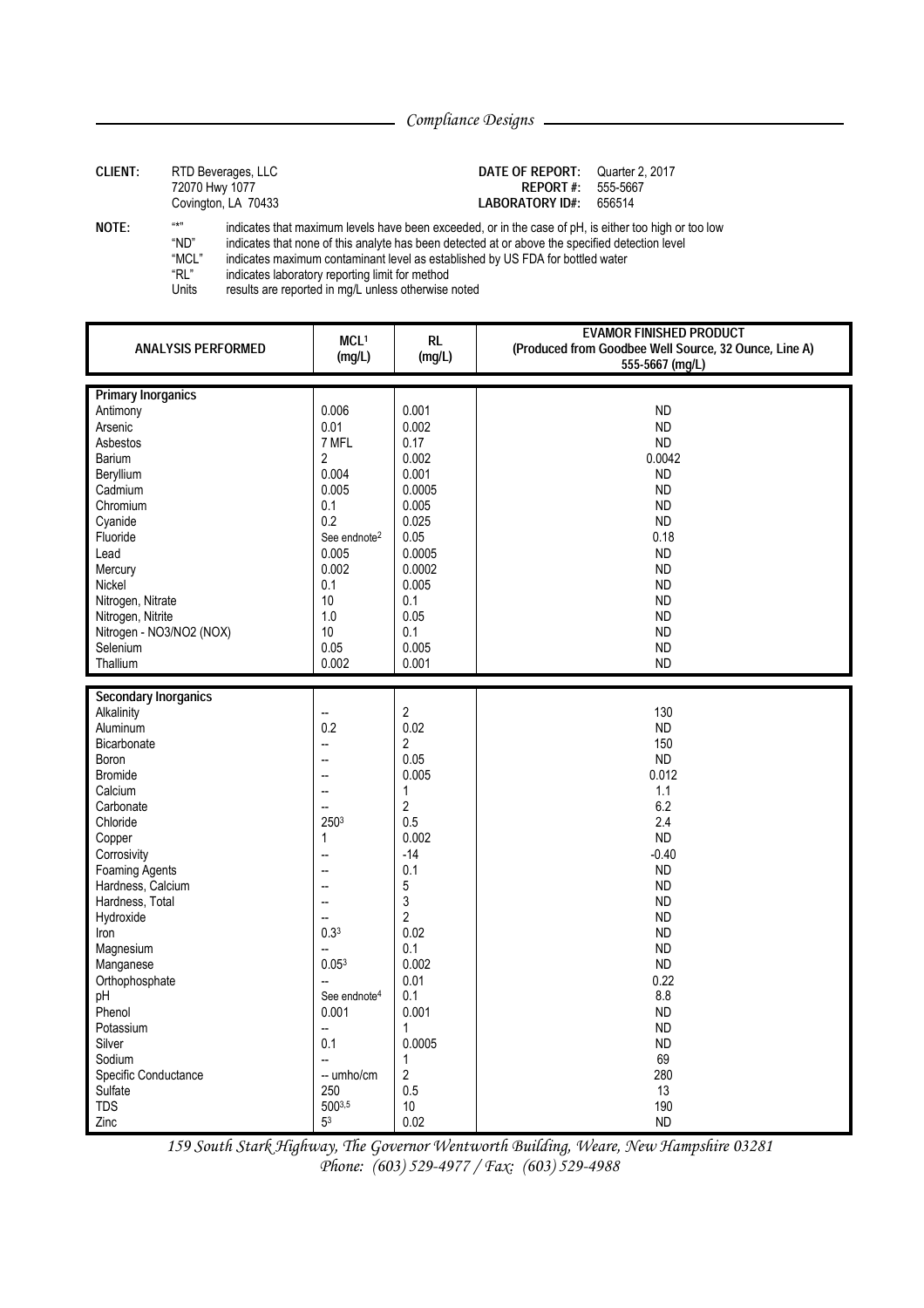Compliance Designs

**CLIENT:** RTD Beverages, LLC
72070 Hwy 1077
Covington, LA 70433

**DATE OF REPORT:** Quarter 2, 2017
**REPORT #:** 555-5667
**LABORATORY ID#:** 656514

**NOTE:**
"*" indicates that maximum levels have been exceeded, or in the case of pH, is either too high or too low
"ND" indicates that none of this analyte has been detected at or above the specified detection level
"MCL" indicates maximum contaminant level as established by US FDA for bottled water
"RL" indicates laboratory reporting limit for method
Units results are reported in mg/L unless otherwise noted

| ANALYSIS PERFORMED | MCL[1] (mg/L) | RL (mg/L) | EVAMOR FINISHED PRODUCT (Produced from Goodbee Well Source, 32 Ounce, Line A) 555-5667 (mg/L) |
|---|---|---|---|
| **Primary Inorganics** | | | |
| Antimony | 0.006 | 0.001 | ND |
| Arsenic | 0.01 | 0.002 | ND |
| Asbestos | 7 MFL | 0.17 | ND |
| Barium | 2 | 0.002 | 0.0042 |
| Beryllium | 0.004 | 0.001 | ND |
| Cadmium | 0.005 | 0.0005 | ND |
| Chromium | 0.1 | 0.005 | ND |
| Cyanide | 0.2 | 0.025 | ND |
| Fluoride | See endnote[2] | 0.05 | 0.18 |
| Lead | 0.005 | 0.0005 | ND |
| Mercury | 0.002 | 0.0002 | ND |
| Nickel | 0.1 | 0.005 | ND |
| Nitrogen, Nitrate | 10 | 0.1 | ND |
| Nitrogen, Nitrite | 1.0 | 0.05 | ND |
| Nitrogen - NO3/NO2 (NOX) | 10 | 0.1 | ND |
| Selenium | 0.05 | 0.005 | ND |
| Thallium | 0.002 | 0.001 | ND |
| **Secondary Inorganics** | | | |
| Alkalinity | -- | 2 | 130 |
| Aluminum | 0.2 | 0.02 | ND |
| Bicarbonate | -- | 2 | 150 |
| Boron | -- | 0.05 | ND |
| Bromide | -- | 0.005 | 0.012 |
| Calcium | -- | 1 | 1.1 |
| Carbonate | -- | 2 | 6.2 |
| Chloride | 250[3] | 0.5 | 2.4 |
| Copper | 1 | 0.002 | ND |
| Corrosivity | -- | -14 | -0.40 |
| Foaming Agents | -- | 0.1 | ND |
| Hardness, Calcium | -- | 5 | ND |
| Hardness, Total | -- | 3 | ND |
| Hydroxide | -- | 2 | ND |
| Iron | 0.3[3] | 0.02 | ND |
| Magnesium | -- | 0.1 | ND |
| Manganese | 0.05[3] | 0.002 | ND |
| Orthophosphate | -- | 0.01 | 0.22 |
| pH | See endnote[4] | 0.1 | 8.8 |
| Phenol | 0.001 | 0.001 | ND |
| Potassium | -- | 1 | ND |
| Silver | 0.1 | 0.0005 | ND |
| Sodium | -- | 1 | 69 |
| Specific Conductance | -- umho/cm | 2 | 280 |
| Sulfate | 250 | 0.5 | 13 |
| TDS | 500[3,5] | 10 | 190 |
| Zinc | 5[3] | 0.02 | ND |

159 South Stark Highway, The Governor Wentworth Building, Weare, New Hampshire 03281
Phone: (603) 529-4977 / Fax: (603) 529-4988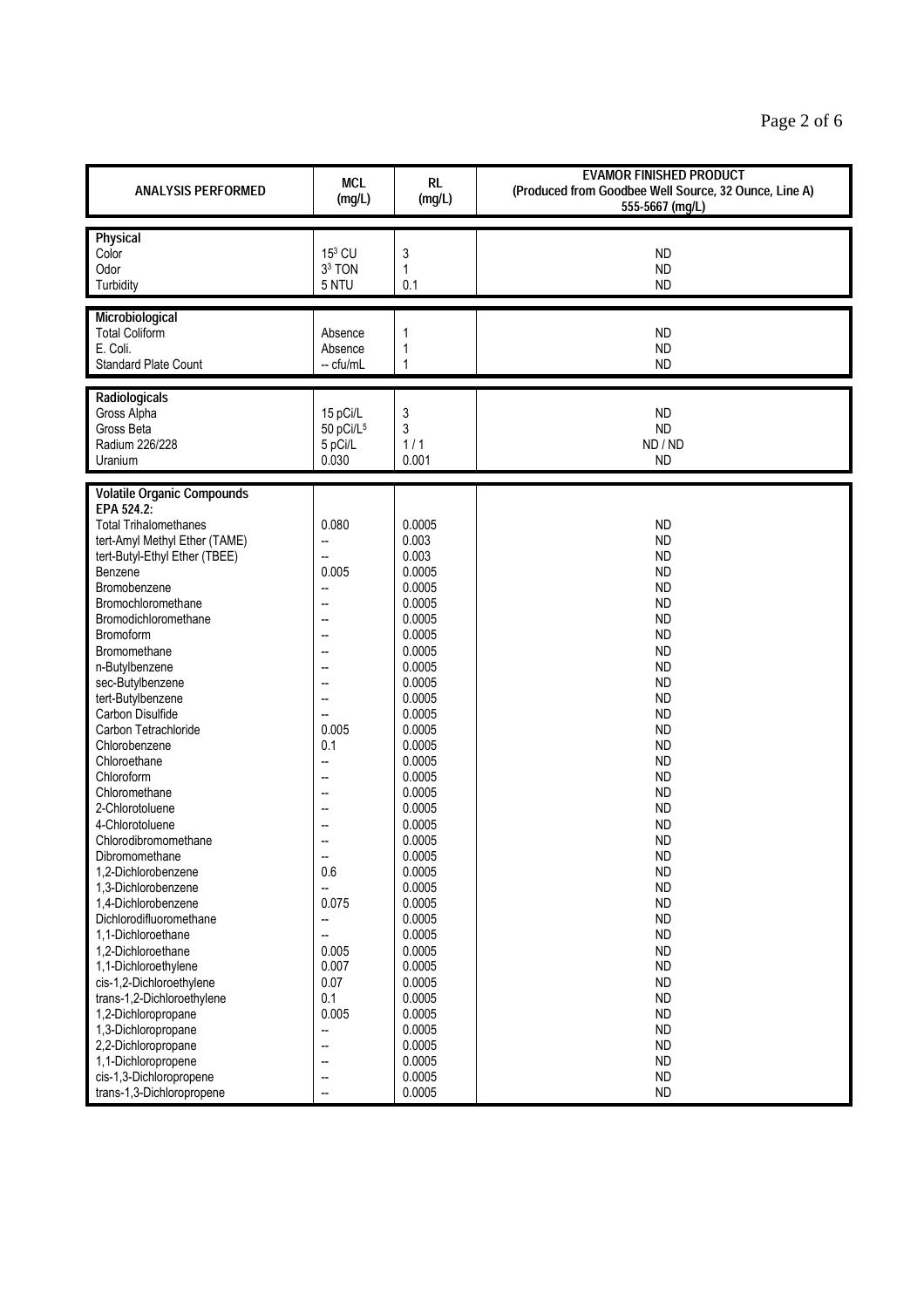| ANALYSIS PERFORMED | MCL (mg/L) | RL (mg/L) | EVAMOR FINISHED PRODUCT (Produced from Goodbee Well Source, 32 Ounce, Line A) 555-5667 (mg/L) |
|---|---|---|---|
| **Physical** | | | |
| Color | 15[3] CU | 3 | ND |
| Odor | 3[3] TON | 1 | ND |
| Turbidity | 5 NTU | 0.1 | ND |
| **Microbiological** | | | |
| Total Coliform | Absence | 1 | ND |
| E. Coli. | Absence | 1 | ND |
| Standard Plate Count | -- cfu/mL | 1 | ND |
| **Radiologicals** | | | |
| Gross Alpha | 15 pCi/L | 3 | ND |
| Gross Beta | 50 pCi/L[5] | 3 | ND |
| Radium 226/228 | 5 pCi/L | 1 / 1 | ND / ND |
| Uranium | 0.030 | 0.001 | ND |
| **Volatile Organic Compounds** | | | |
| **EPA 524.2:** | | | |
| Total Trihalomethanes | 0.080 | 0.0005 | ND |
| tert-Amyl Methyl Ether (TAME) | -- | 0.003 | ND |
| tert-Butyl-Ethyl Ether (TBEE) | -- | 0.003 | ND |
| Benzene | 0.005 | 0.0005 | ND |
| Bromobenzene | -- | 0.0005 | ND |
| Bromochloromethane | -- | 0.0005 | ND |
| Bromodichloromethane | -- | 0.0005 | ND |
| Bromoform | -- | 0.0005 | ND |
| Bromomethane | -- | 0.0005 | ND |
| n-Butylbenzene | -- | 0.0005 | ND |
| sec-Butylbenzene | -- | 0.0005 | ND |
| tert-Butylbenzene | -- | 0.0005 | ND |
| Carbon Disulfide | -- | 0.0005 | ND |
| Carbon Tetrachloride | 0.005 | 0.0005 | ND |
| Chlorobenzene | 0.1 | 0.0005 | ND |
| Chloroethane | -- | 0.0005 | ND |
| Chloroform | -- | 0.0005 | ND |
| Chloromethane | -- | 0.0005 | ND |
| 2-Chlorotoluene | -- | 0.0005 | ND |
| 4-Chlorotoluene | -- | 0.0005 | ND |
| Chlorodibromomethane | -- | 0.0005 | ND |
| Dibromomethane | -- | 0.0005 | ND |
| 1,2-Dichlorobenzene | 0.6 | 0.0005 | ND |
| 1,3-Dichlorobenzene | -- | 0.0005 | ND |
| 1,4-Dichlorobenzene | 0.075 | 0.0005 | ND |
| Dichlorodifluoromethane | -- | 0.0005 | ND |
| 1,1-Dichloroethane | -- | 0.0005 | ND |
| 1,2-Dichloroethane | 0.005 | 0.0005 | ND |
| 1,1-Dichloroethylene | 0.007 | 0.0005 | ND |
| cis-1,2-Dichloroethylene | 0.07 | 0.0005 | ND |
| trans-1,2-Dichloroethylene | 0.1 | 0.0005 | ND |
| 1,2-Dichloropropane | 0.005 | 0.0005 | ND |
| 1,3-Dichloropropane | -- | 0.0005 | ND |
| 2,2-Dichloropropane | -- | 0.0005 | ND |
| 1,1-Dichloropropene | -- | 0.0005 | ND |
| cis-1,3-Dichloropropene | -- | 0.0005 | ND |
| trans-1,3-Dichloropropene | -- | 0.0005 | ND |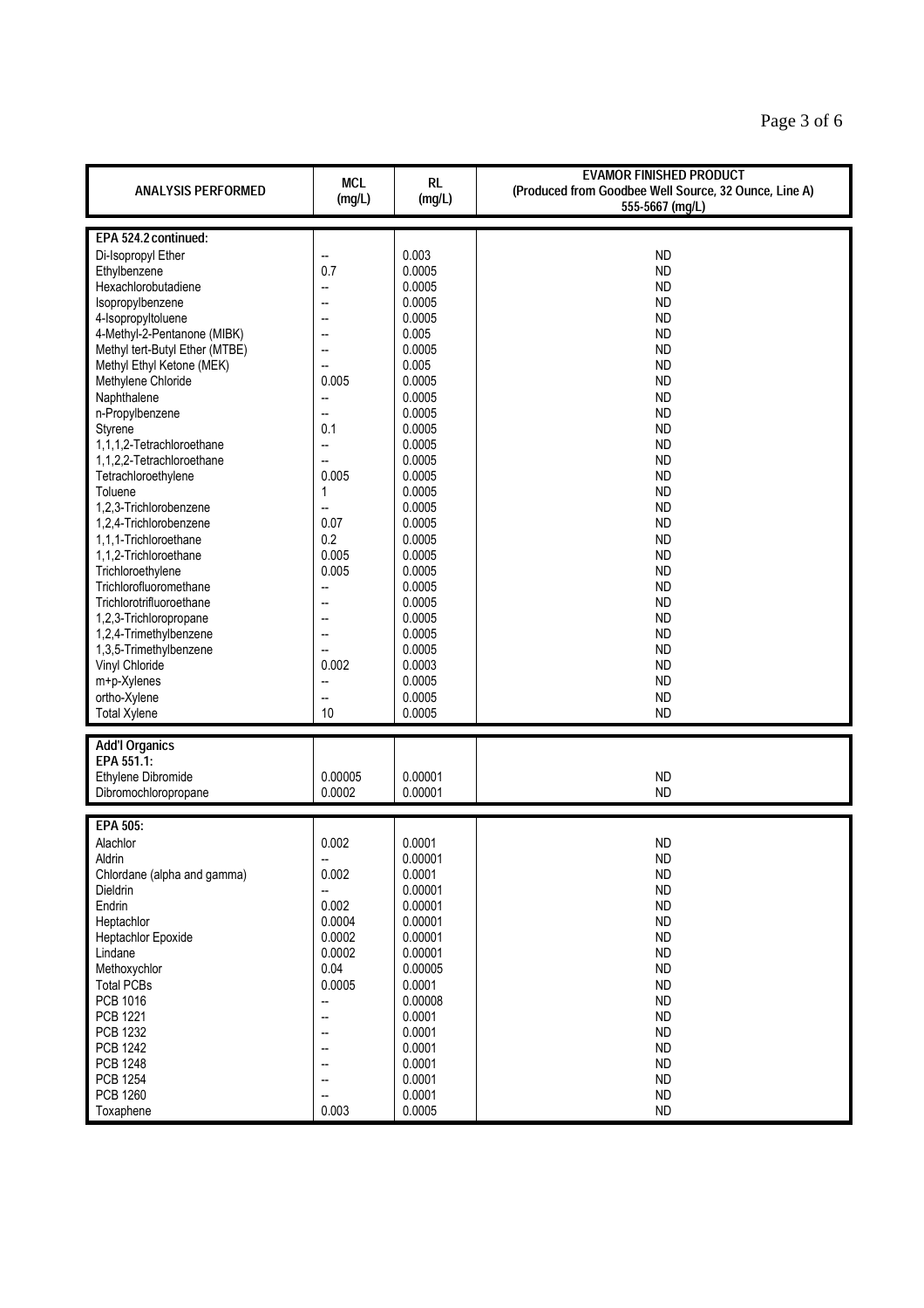| ANALYSIS PERFORMED | MCL (mg/L) | RL (mg/L) | EVAMOR FINISHED PRODUCT (Produced from Goodbee Well Source, 32 Ounce, Line A) 555-5667 (mg/L) |
|---|---|---|---|
| **EPA 524.2 continued:** | | | |
| Di-Isopropyl Ether | -- | 0.003 | ND |
| Ethylbenzene | 0.7 | 0.0005 | ND |
| Hexachlorobutadiene | -- | 0.0005 | ND |
| Isopropylbenzene | -- | 0.0005 | ND |
| 4-Isopropyltoluene | -- | 0.0005 | ND |
| 4-Methyl-2-Pentanone (MIBK) | -- | 0.005 | ND |
| Methyl tert-Butyl Ether (MTBE) | -- | 0.0005 | ND |
| Methyl Ethyl Ketone (MEK) | -- | 0.005 | ND |
| Methylene Chloride | 0.005 | 0.0005 | ND |
| Naphthalene | -- | 0.0005 | ND |
| n-Propylbenzene | -- | 0.0005 | ND |
| Styrene | 0.1 | 0.0005 | ND |
| 1,1,1,2-Tetrachloroethane | -- | 0.0005 | ND |
| 1,1,2,2-Tetrachloroethane | -- | 0.0005 | ND |
| Tetrachloroethylene | 0.005 | 0.0005 | ND |
| Toluene | 1 | 0.0005 | ND |
| 1,2,3-Trichlorobenzene | -- | 0.0005 | ND |
| 1,2,4-Trichlorobenzene | 0.07 | 0.0005 | ND |
| 1,1,1-Trichloroethane | 0.2 | 0.0005 | ND |
| 1,1,2-Trichloroethane | 0.005 | 0.0005 | ND |
| Trichloroethylene | 0.005 | 0.0005 | ND |
| Trichlorofluoromethane | -- | 0.0005 | ND |
| Trichlorotrifluoroethane | -- | 0.0005 | ND |
| 1,2,3-Trichloropropane | -- | 0.0005 | ND |
| 1,2,4-Trimethylbenzene | -- | 0.0005 | ND |
| 1,3,5-Trimethylbenzene | -- | 0.0005 | ND |
| Vinyl Chloride | 0.002 | 0.0003 | ND |
| m+p-Xylenes | -- | 0.0005 | ND |
| ortho-Xylene | -- | 0.0005 | ND |
| Total Xylene | 10 | 0.0005 | ND |
| **Add'l Organics** | | | |
| **EPA 551.1:** | | | |
| Ethylene Dibromide | 0.00005 | 0.00001 | ND |
| Dibromochloropropane | 0.0002 | 0.00001 | ND |
| **EPA 505:** | | | |
| Alachlor | 0.002 | 0.0001 | ND |
| Aldrin | -- | 0.00001 | ND |
| Chlordane (alpha and gamma) | 0.002 | 0.0001 | ND |
| Dieldrin | -- | 0.00001 | ND |
| Endrin | 0.002 | 0.00001 | ND |
| Heptachlor | 0.0004 | 0.00001 | ND |
| Heptachlor Epoxide | 0.0002 | 0.00001 | ND |
| Lindane | 0.0002 | 0.00001 | ND |
| Methoxychlor | 0.04 | 0.00005 | ND |
| Total PCBs | 0.0005 | 0.0001 | ND |
| PCB 1016 | -- | 0.00008 | ND |
| PCB 1221 | -- | 0.0001 | ND |
| PCB 1232 | -- | 0.0001 | ND |
| PCB 1242 | -- | 0.0001 | ND |
| PCB 1248 | -- | 0.0001 | ND |
| PCB 1254 | -- | 0.0001 | ND |
| PCB 1260 | -- | 0.0001 | ND |
| Toxaphene | 0.003 | 0.0005 | ND |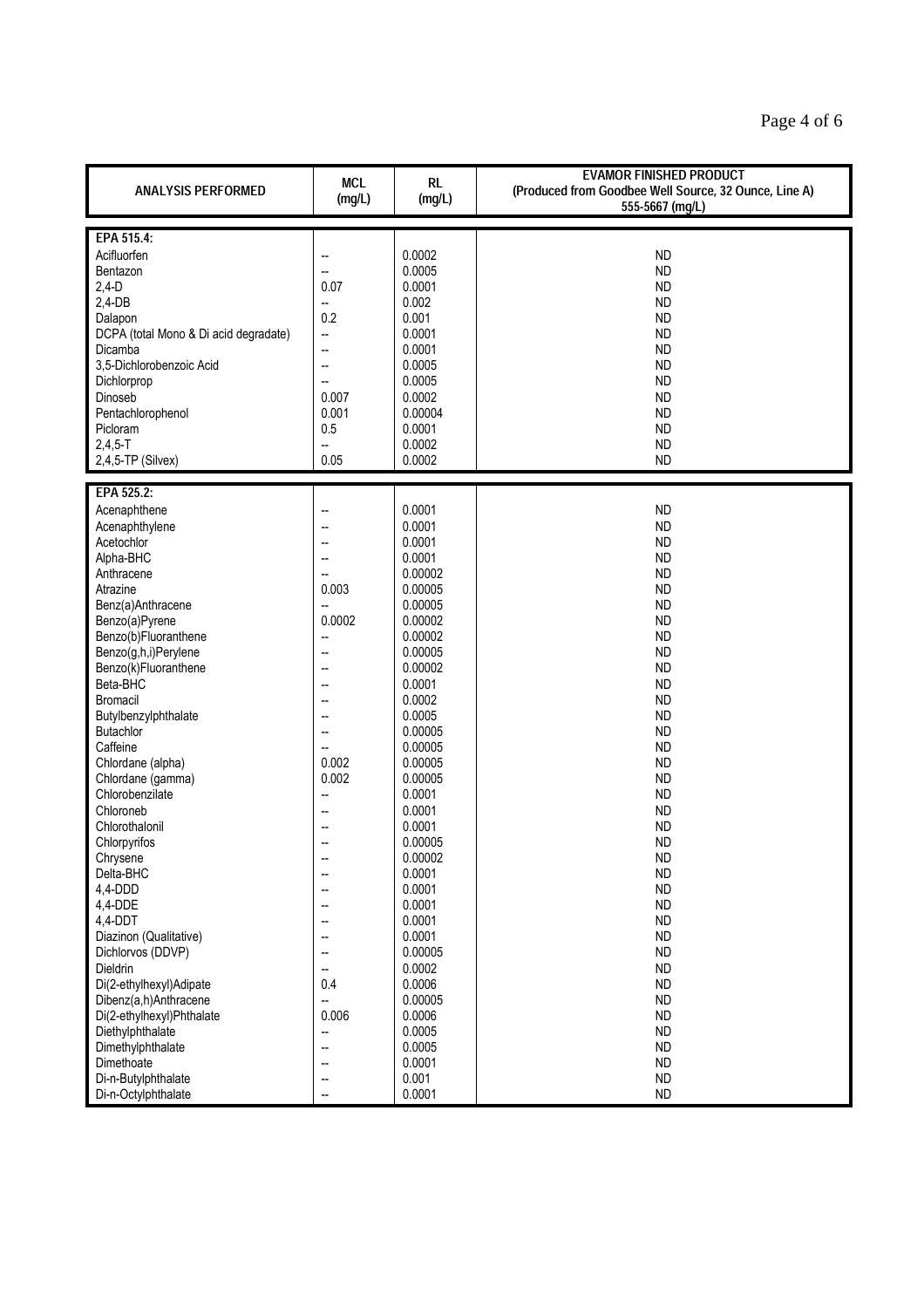| ANALYSIS PERFORMED | MCL (mg/L) | RL (mg/L) | EVAMOR FINISHED PRODUCT (Produced from Goodbee Well Source, 32 Ounce, Line A) 555-5667 (mg/L) |
|---|---|---|---|
| **EPA 515.4:** | | | |
| Acifluorfen | -- | 0.0002 | ND |
| Bentazon | -- | 0.0005 | ND |
| 2,4-D | 0.07 | 0.0001 | ND |
| 2,4-DB | -- | 0.002 | ND |
| Dalapon | 0.2 | 0.001 | ND |
| DCPA (total Mono & Di acid degradate) | -- | 0.0001 | ND |
| Dicamba | -- | 0.0001 | ND |
| 3,5-Dichlorobenzoic Acid | -- | 0.0005 | ND |
| Dichlorprop | -- | 0.0005 | ND |
| Dinoseb | 0.007 | 0.0002 | ND |
| Pentachlorophenol | 0.001 | 0.00004 | ND |
| Picloram | 0.5 | 0.0001 | ND |
| 2,4,5-T | -- | 0.0002 | ND |
| 2,4,5-TP (Silvex) | 0.05 | 0.0002 | ND |
| **EPA 525.2:** | | | |
| Acenaphthene | -- | 0.0001 | ND |
| Acenaphthylene | -- | 0.0001 | ND |
| Acetochlor | -- | 0.0001 | ND |
| Alpha-BHC | -- | 0.0001 | ND |
| Anthracene | -- | 0.00002 | ND |
| Atrazine | 0.003 | 0.00005 | ND |
| Benz(a)Anthracene | -- | 0.00005 | ND |
| Benzo(a)Pyrene | 0.0002 | 0.00002 | ND |
| Benzo(b)Fluoranthene | -- | 0.00002 | ND |
| Benzo(g,h,i)Perylene | -- | 0.00005 | ND |
| Benzo(k)Fluoranthene | -- | 0.00002 | ND |
| Beta-BHC | -- | 0.0001 | ND |
| Bromacil | -- | 0.0002 | ND |
| Butylbenzylphthalate | -- | 0.0005 | ND |
| Butachlor | -- | 0.00005 | ND |
| Caffeine | -- | 0.00005 | ND |
| Chlordane (alpha) | 0.002 | 0.00005 | ND |
| Chlordane (gamma) | 0.002 | 0.00005 | ND |
| Chlorobenzilate | -- | 0.0001 | ND |
| Chloroneb | -- | 0.0001 | ND |
| Chlorothalonil | -- | 0.0001 | ND |
| Chlorpyrifos | -- | 0.00005 | ND |
| Chrysene | -- | 0.00002 | ND |
| Delta-BHC | -- | 0.0001 | ND |
| 4,4-DDD | -- | 0.0001 | ND |
| 4,4-DDE | -- | 0.0001 | ND |
| 4,4-DDT | -- | 0.0001 | ND |
| Diazinon (Qualitative) | -- | 0.0001 | ND |
| Dichlorvos (DDVP) | -- | 0.00005 | ND |
| Dieldrin | -- | 0.0002 | ND |
| Di(2-ethylhexyl)Adipate | 0.4 | 0.0006 | ND |
| Dibenz(a,h)Anthracene | -- | 0.00005 | ND |
| Di(2-ethylhexyl)Phthalate | 0.006 | 0.0006 | ND |
| Diethylphthalate | -- | 0.0005 | ND |
| Dimethylphthalate | -- | 0.0005 | ND |
| Dimethoate | -- | 0.0001 | ND |
| Di-n-Butylphthalate | -- | 0.001 | ND |
| Di-n-Octylphthalate | -- | 0.0001 | ND |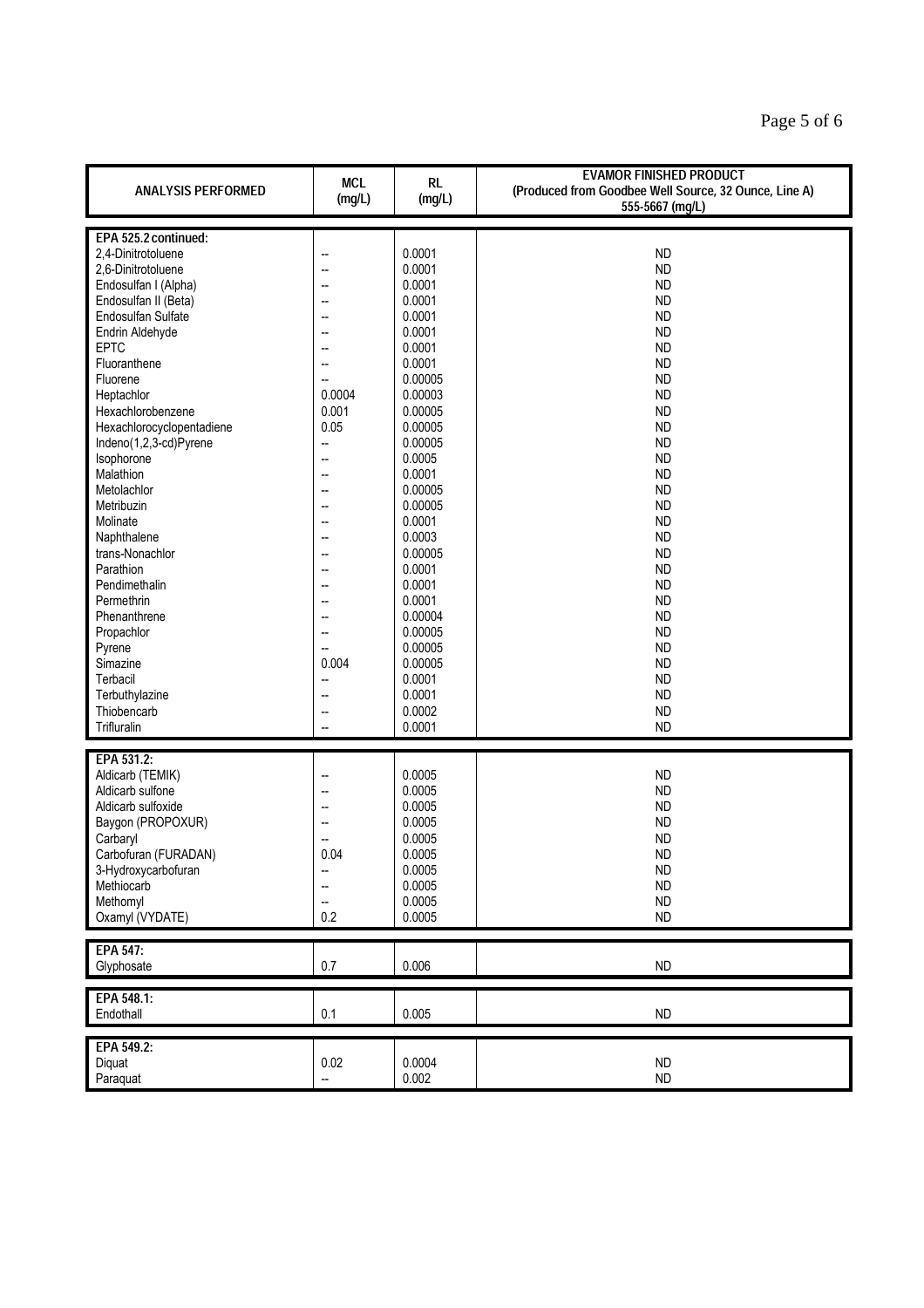| ANALYSIS PERFORMED | MCL (mg/L) | RL (mg/L) | EVAMOR FINISHED PRODUCT (Produced from Goodbee Well Source, 32 Ounce, Line A) 555-5667 (mg/L) |
|---|---|---|---|
| **EPA 525.2 continued:** | | | |
| 2,4-Dinitrotoluene | -- | 0.0001 | ND |
| 2,6-Dinitrotoluene | -- | 0.0001 | ND |
| Endosulfan I (Alpha) | -- | 0.0001 | ND |
| Endosulfan II (Beta) | -- | 0.0001 | ND |
| Endosulfan Sulfate | -- | 0.0001 | ND |
| Endrin Aldehyde | -- | 0.0001 | ND |
| EPTC | -- | 0.0001 | ND |
| Fluoranthene | -- | 0.0001 | ND |
| Fluorene | -- | 0.00005 | ND |
| Heptachlor | 0.0004 | 0.00003 | ND |
| Hexachlorobenzene | 0.001 | 0.00005 | ND |
| Hexachlorocyclopentadiene | 0.05 | 0.00005 | ND |
| Indeno(1,2,3-cd)Pyrene | -- | 0.00005 | ND |
| Isophorone | -- | 0.0005 | ND |
| Malathion | -- | 0.0001 | ND |
| Metolachlor | -- | 0.00005 | ND |
| Metribuzin | -- | 0.00005 | ND |
| Molinate | -- | 0.0001 | ND |
| Naphthalene | -- | 0.0003 | ND |
| trans-Nonachlor | -- | 0.00005 | ND |
| Parathion | -- | 0.0001 | ND |
| Pendimethalin | -- | 0.0001 | ND |
| Permethrin | -- | 0.0001 | ND |
| Phenanthrene | -- | 0.00004 | ND |
| Propachlor | -- | 0.00005 | ND |
| Pyrene | -- | 0.00005 | ND |
| Simazine | 0.004 | 0.00005 | ND |
| Terbacil | -- | 0.0001 | ND |
| Terbuthylazine | -- | 0.0001 | ND |
| Thiobencarb | -- | 0.0002 | ND |
| Trifluralin | -- | 0.0001 | ND |
| **EPA 531.2:** | | | |
| Aldicarb (TEMIK) | -- | 0.0005 | ND |
| Aldicarb sulfone | -- | 0.0005 | ND |
| Aldicarb sulfoxide | -- | 0.0005 | ND |
| Baygon (PROPOXUR) | -- | 0.0005 | ND |
| Carbaryl | -- | 0.0005 | ND |
| Carbofuran (FURADAN) | 0.04 | 0.0005 | ND |
| 3-Hydroxycarbofuran | -- | 0.0005 | ND |
| Methiocarb | -- | 0.0005 | ND |
| Methomyl | -- | 0.0005 | ND |
| Oxamyl (VYDATE) | 0.2 | 0.0005 | ND |
| **EPA 547:** | | | |
| Glyphosate | 0.7 | 0.006 | ND |
| **EPA 548.1:** | | | |
| Endothall | 0.1 | 0.005 | ND |
| **EPA 549.2:** | | | |
| Diquat | 0.02 | 0.0004 | ND |
| Paraquat | -- | 0.002 | ND |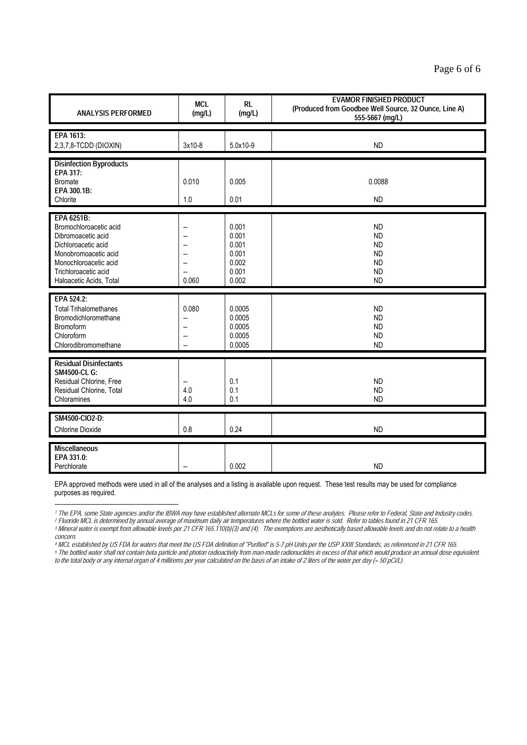| ANALYSIS PERFORMED | MCL (mg/L) | RL (mg/L) | EVAMOR FINISHED PRODUCT (Produced from Goodbee Well Source, 32 Ounce, Line A) 555-5667 (mg/L) |
|---|---|---|---|
| **EPA 1613:** | | | |
| 2,3,7,8-TCDD (DIOXIN) | 3x10-8 | 5.0x10-9 | ND |
| **Disinfection Byproducts** | | | |
| **EPA 317:** | | | |
| Bromate | 0.010 | 0.005 | 0.0088 |
| **EPA 300.1B:** | | | |
| Chlorite | 1.0 | 0.01 | ND |
| **EPA 6251B:** | | | |
| Bromochloroacetic acid | -- | 0.001 | ND |
| Dibromoacetic acid | -- | 0.001 | ND |
| Dichloroacetic acid | -- | 0.001 | ND |
| Monobromoacetic acid | -- | 0.001 | ND |
| Monochloroacetic acid | -- | 0.002 | ND |
| Trichloroacetic acid | -- | 0.001 | ND |
| Haloacetic Acids, Total | 0.060 | 0.002 | ND |
| **EPA 524.2:** | | | |
| Total Trihalomethanes | 0.080 | 0.0005 | ND |
| Bromodichloromethane | -- | 0.0005 | ND |
| Bromoform | -- | 0.0005 | ND |
| Chloroform | -- | 0.0005 | ND |
| Chlorodibromomethane | -- | 0.0005 | ND |
| **Residual Disinfectants** | | | |
| **SM4500-CL G:** | | | |
| Residual Chlorine, Free | -- | 0.1 | ND |
| Residual Chlorine, Total | 4.0 | 0.1 | ND |
| Chloramines | 4.0 | 0.1 | ND |
| **SM4500-ClO2-D:** | | | |
| Chlorine Dioxide | 0.8 | 0.24 | ND |
| **Miscellaneous** | | | |
| **EPA 331.0:** | | | |
| Perchlorate | -- | 0.002 | ND |

EPA approved methods were used in all of the analyses and a listing is available upon request. These test results may be used for compliance purposes as required.

---

*[1] The EPA, some State agencies and/or the IBWA may have established alternate MCLs for some of these analytes. Please refer to Federal, State and Industry codes.*

*[2] Fluoride MCL is determined by annual average of maximum daily air temperatures where the bottled water is sold. Refer to tables found in 21 CFR 165.*

*[3] Mineral water is exempt from allowable levels per 21 CFR 165.110(b)(3) and (4). The exemptions are aesthetically based allowable levels and do not relate to a health concern.*

*[4] MCL established by US FDA for waters that meet the US FDA definition of "Purified" is 5-7 pH Units per the USP XXIII Standards, as referenced in 21 CFR 165.*

*[5] The bottled water shall not contain beta particle and photon radioactivity from man-made radionuclides in excess of that which would produce an annual dose equivalent to the total body or any internal organ of 4 millirems per year calculated on the basis of an intake of 2 liters of the water per day (= 50 pCi/L).*